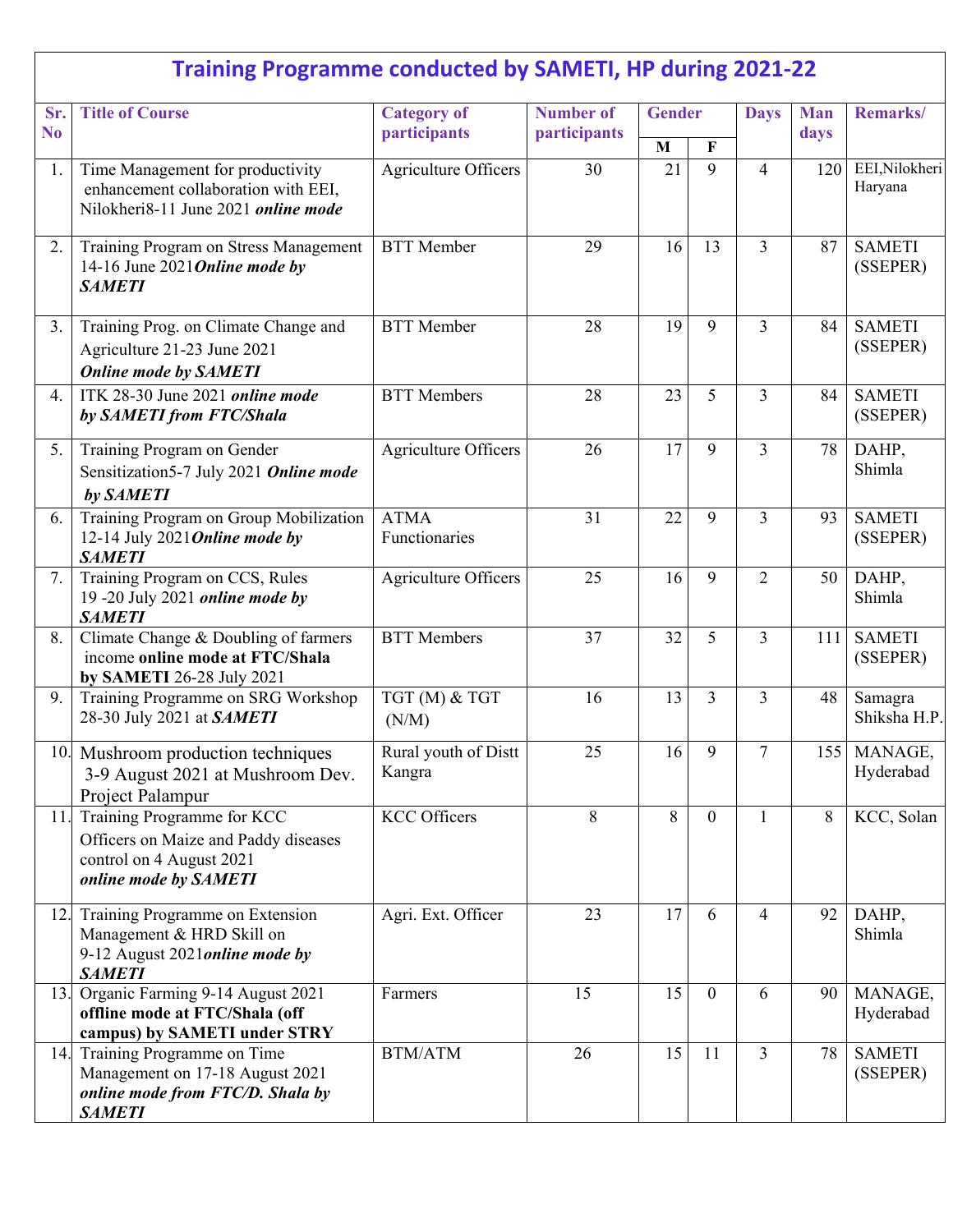# Training Programme conducted by SAMETI, HP during 2021-22

| Sr. No | Title of Course | Category of participants | Number of participants | Gender | | Days | Man days | Remarks/ |
|---|---|---|---|---|---|---|---|---|
| | | | | M | F | | | |
| 1. | Time Management for productivity enhancement collaboration with EEI, Nilokheri8-11 June 2021 ***online mode*** | Agriculture Officers | 30 | 21 | 9 | 4 | 120 | EEI,Nilokheri Haryana |
| 2. | Training Program on Stress Management 14-16 June 2021***Online mode by SAMETI*** | BTT Member | 29 | 16 | 13 | 3 | 87 | SAMETI (SSEPER) |
| 3. | Training Prog. on Climate Change and Agriculture 21-23 June 2021 ***Online mode by SAMETI*** | BTT Member | 28 | 19 | 9 | 3 | 84 | SAMETI (SSEPER) |
| 4. | ITK 28-30 June 2021 ***online mode by SAMETI from FTC/Shala*** | BTT Members | 28 | 23 | 5 | 3 | 84 | SAMETI (SSEPER) |
| 5. | Training Program on Gender Sensitization5-7 July 2021 ***Online mode by SAMETI*** | Agriculture Officers | 26 | 17 | 9 | 3 | 78 | DAHP, Shimla |
| 6. | Training Program on Group Mobilization 12-14 July 2021***Online mode by SAMETI*** | ATMA Functionaries | 31 | 22 | 9 | 3 | 93 | SAMETI (SSEPER) |
| 7. | Training Program on CCS, Rules 19 -20 July 2021 ***online mode by SAMETI*** | Agriculture Officers | 25 | 16 | 9 | 2 | 50 | DAHP, Shimla |
| 8. | Climate Change & Doubling of farmers income **online mode at FTC/Shala by SAMETI** 26-28 July 2021 | BTT Members | 37 | 32 | 5 | 3 | 111 | SAMETI (SSEPER) |
| 9. | Training Programme on SRG Workshop 28-30 July 2021 at ***SAMETI*** | TGT (M) & TGT (N/M) | 16 | 13 | 3 | 3 | 48 | Samagra Shiksha H.P. |
| 10. | Mushroom production techniques 3-9 August 2021 at Mushroom Dev. Project Palampur | Rural youth of Distt Kangra | 25 | 16 | 9 | 7 | 155 | MANAGE, Hyderabad |
| 11. | Training Programme for KCC Officers on Maize and Paddy diseases control on 4 August 2021 ***online mode by SAMETI*** | KCC Officers | 8 | 8 | 0 | 1 | 8 | KCC, Solan |
| 12. | Training Programme on Extension Management & HRD Skill on 9-12 August 2021***online mode by SAMETI*** | Agri. Ext. Officer | 23 | 17 | 6 | 4 | 92 | DAHP, Shimla |
| 13. | Organic Farming 9-14 August 2021 **offline mode at FTC/Shala (off campus) by SAMETI under STRY** | Farmers | 15 | 15 | 0 | 6 | 90 | MANAGE, Hyderabad |
| 14. | Training Programme on Time Management on 17-18 August 2021 ***online mode from FTC/D. Shala by SAMETI*** | BTM/ATM | 26 | 15 | 11 | 3 | 78 | SAMETI (SSEPER) |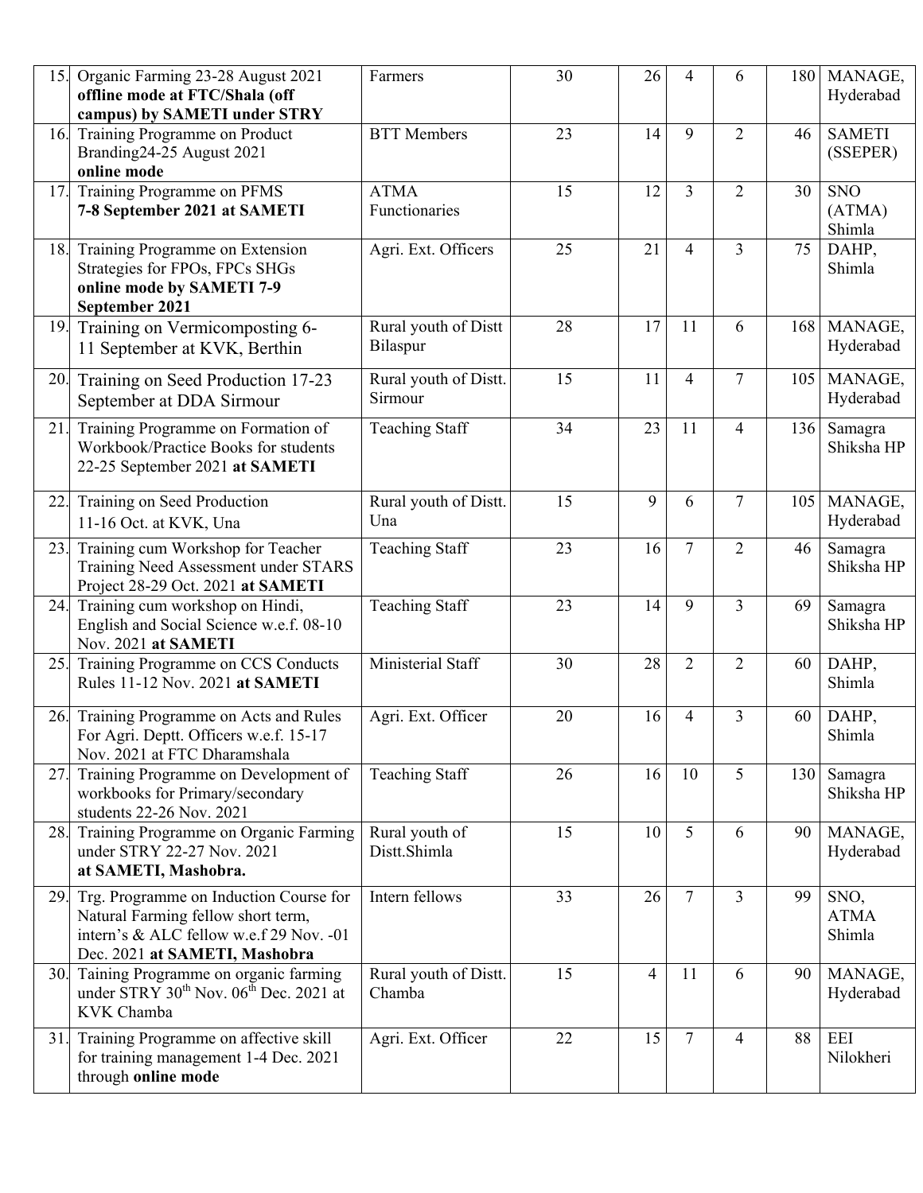| 15. | Organic Farming 23-28 August 2021 **offline mode at FTC/Shala (off campus) by SAMETI under STRY** | Farmers | 30 | 26 | 4 | 6 | 180 | MANAGE, Hyderabad |
|---|---|---|---|---|---|---|---|---|
| 16. | Training Programme on Product Branding24-25 August 2021 **online mode** | BTT Members | 23 | 14 | 9 | 2 | 46 | SAMETI (SSEPER) |
| 17. | Training Programme on PFMS **7-8 September 2021 at SAMETI** | ATMA Functionaries | 15 | 12 | 3 | 2 | 30 | SNO (ATMA) Shimla |
| 18. | Training Programme on Extension Strategies for FPOs, FPCs SHGs **online mode by SAMETI 7-9 September 2021** | Agri. Ext. Officers | 25 | 21 | 4 | 3 | 75 | DAHP, Shimla |
| 19. | Training on Vermicomposting 6-11 September at KVK, Berthin | Rural youth of Distt Bilaspur | 28 | 17 | 11 | 6 | 168 | MANAGE, Hyderabad |
| 20. | Training on Seed Production 17-23 September at DDA Sirmour | Rural youth of Distt. Sirmour | 15 | 11 | 4 | 7 | 105 | MANAGE, Hyderabad |
| 21. | Training Programme on Formation of Workbook/Practice Books for students 22-25 September 2021 **at SAMETI** | Teaching Staff | 34 | 23 | 11 | 4 | 136 | Samagra Shiksha HP |
| 22. | Training on Seed Production 11-16 Oct. at KVK, Una | Rural youth of Distt. Una | 15 | 9 | 6 | 7 | 105 | MANAGE, Hyderabad |
| 23. | Training cum Workshop for Teacher Training Need Assessment under STARS Project 28-29 Oct. 2021 **at SAMETI** | Teaching Staff | 23 | 16 | 7 | 2 | 46 | Samagra Shiksha HP |
| 24. | Training cum workshop on Hindi, English and Social Science w.e.f. 08-10 Nov. 2021 **at SAMETI** | Teaching Staff | 23 | 14 | 9 | 3 | 69 | Samagra Shiksha HP |
| 25. | Training Programme on CCS Conducts Rules 11-12 Nov. 2021 **at SAMETI** | Ministerial Staff | 30 | 28 | 2 | 2 | 60 | DAHP, Shimla |
| 26. | Training Programme on Acts and Rules For Agri. Deptt. Officers w.e.f. 15-17 Nov. 2021 at FTC Dharamshala | Agri. Ext. Officer | 20 | 16 | 4 | 3 | 60 | DAHP, Shimla |
| 27. | Training Programme on Development of workbooks for Primary/secondary students 22-26 Nov. 2021 | Teaching Staff | 26 | 16 | 10 | 5 | 130 | Samagra Shiksha HP |
| 28. | Training Programme on Organic Farming under STRY 22-27 Nov. 2021 **at SAMETI, Mashobra.** | Rural youth of Distt.Shimla | 15 | 10 | 5 | 6 | 90 | MANAGE, Hyderabad |
| 29. | Trg. Programme on Induction Course for Natural Farming fellow short term, intern's & ALC fellow w.e.f 29 Nov. -01 Dec. 2021 **at SAMETI, Mashobra** | Intern fellows | 33 | 26 | 7 | 3 | 99 | SNO, ATMA Shimla |
| 30. | Taining Programme on organic farming under STRY 30th Nov. 06th Dec. 2021 at KVK Chamba | Rural youth of Distt. Chamba | 15 | 4 | 11 | 6 | 90 | MANAGE, Hyderabad |
| 31. | Training Programme on affective skill for training management 1-4 Dec. 2021 through **online mode** | Agri. Ext. Officer | 22 | 15 | 7 | 4 | 88 | EEI Nilokheri |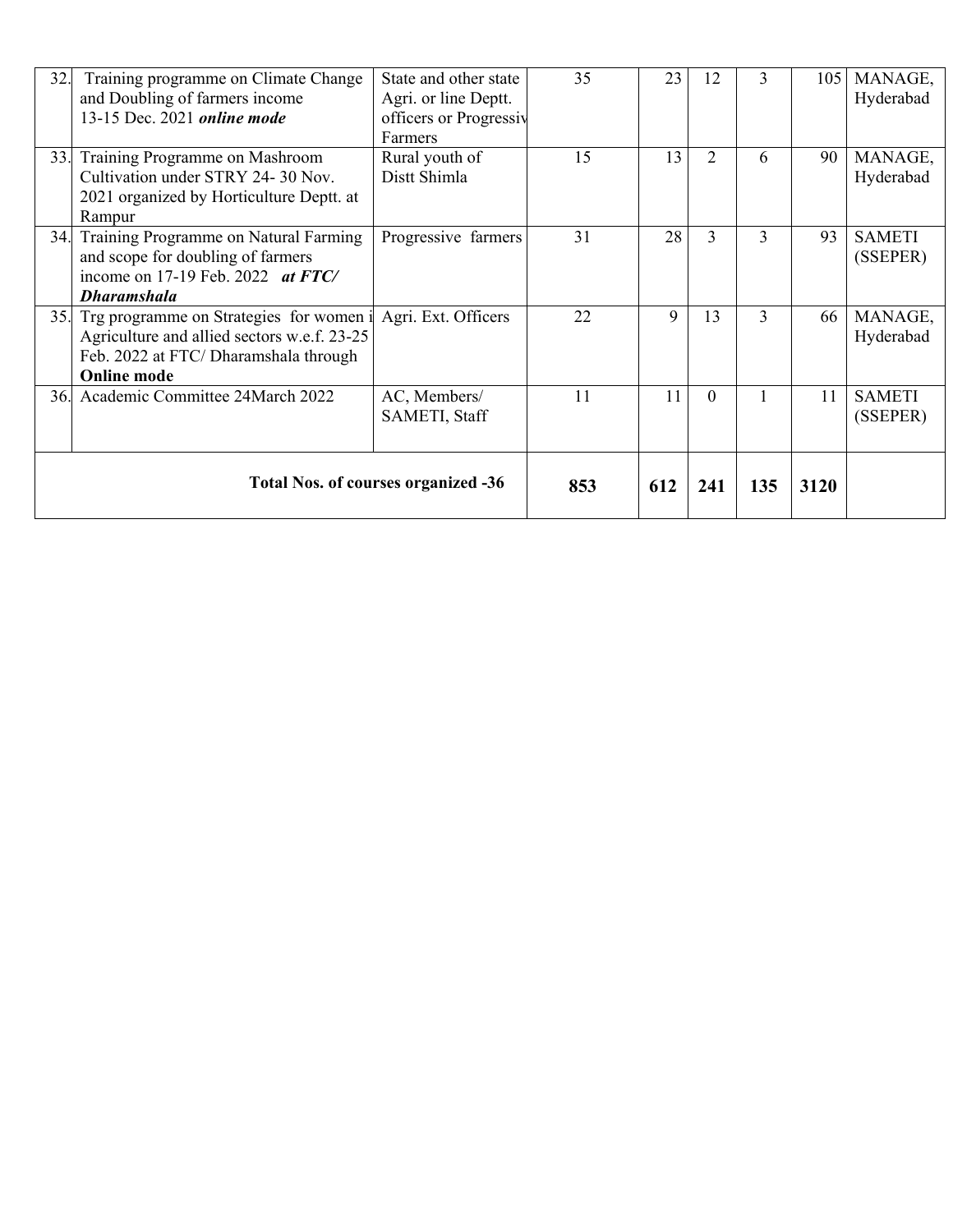| 32. | Training programme on Climate Change and Doubling of farmers income 13-15 Dec. 2021 ***online mode*** | State and other state Agri. or line Deptt. officers or Progressiv Farmers | 35 | 23 | 12 | 3 | 105 | MANAGE, Hyderabad |
|---|---|---|---|---|---|---|---|---|
| 33. | Training Programme on Mashroom Cultivation under STRY 24- 30 Nov. 2021 organized by Horticulture Deptt. at Rampur | Rural youth of Distt Shimla | 15 | 13 | 2 | 6 | 90 | MANAGE, Hyderabad |
| 34. | Training Programme on Natural Farming and scope for doubling of farmers income on 17-19 Feb. 2022 ***at FTC/ Dharamshala*** | Progressive farmers | 31 | 28 | 3 | 3 | 93 | SAMETI (SSEPER) |
| 35. | Trg programme on Strategies for women i Agriculture and allied sectors w.e.f. 23-25 Feb. 2022 at FTC/ Dharamshala through **Online mode** | Agri. Ext. Officers | 22 | 9 | 13 | 3 | 66 | MANAGE, Hyderabad |
| 36. | Academic Committee 24March 2022 | AC, Members/ SAMETI, Staff | 11 | 11 | 0 | 1 | 11 | SAMETI (SSEPER) |
| **Total Nos. of courses organized -36** | | | **853** | **612** | **241** | **135** | **3120** | |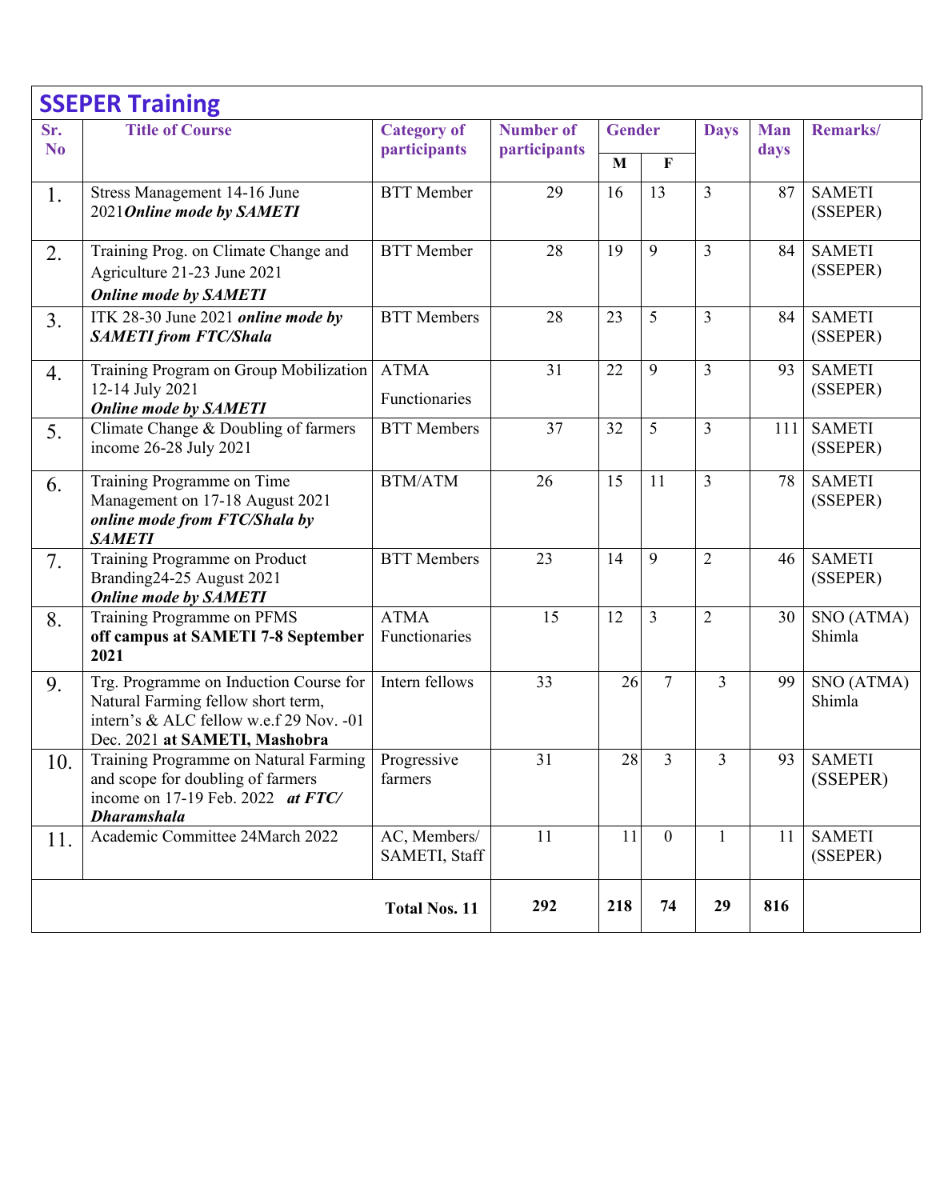## SSEPER Training

| Sr. No | Title of Course | Category of participants | Number of participants | Gender | | Days | Man days | Remarks/ |
|---|---|---|---|---|---|---|---|---|
| | | | | M | F | | | |
| 1. | Stress Management 14-16 June 2021***Online mode by SAMETI*** | BTT Member | 29 | 16 | 13 | 3 | 87 | SAMETI (SSEPER) |
| 2. | Training Prog. on Climate Change and Agriculture 21-23 June 2021 ***Online mode by SAMETI*** | BTT Member | 28 | 19 | 9 | 3 | 84 | SAMETI (SSEPER) |
| 3. | ITK 28-30 June 2021 ***online mode by SAMETI from FTC/Shala*** | BTT Members | 28 | 23 | 5 | 3 | 84 | SAMETI (SSEPER) |
| 4. | Training Program on Group Mobilization 12-14 July 2021 ***Online mode by SAMETI*** | ATMA Functionaries | 31 | 22 | 9 | 3 | 93 | SAMETI (SSEPER) |
| 5. | Climate Change & Doubling of farmers income 26-28 July 2021 | BTT Members | 37 | 32 | 5 | 3 | 111 | SAMETI (SSEPER) |
| 6. | Training Programme on Time Management on 17-18 August 2021 ***online mode from FTC/Shala by SAMETI*** | BTM/ATM | 26 | 15 | 11 | 3 | 78 | SAMETI (SSEPER) |
| 7. | Training Programme on Product Branding24-25 August 2021 ***Online mode by SAMETI*** | BTT Members | 23 | 14 | 9 | 2 | 46 | SAMETI (SSEPER) |
| 8. | Training Programme on PFMS **off campus at SAMETI 7-8 September 2021** | ATMA Functionaries | 15 | 12 | 3 | 2 | 30 | SNO (ATMA) Shimla |
| 9. | Trg. Programme on Induction Course for Natural Farming fellow short term, intern's & ALC fellow w.e.f 29 Nov. -01 Dec. 2021 **at SAMETI, Mashobra** | Intern fellows | 33 | 26 | 7 | 3 | 99 | SNO (ATMA) Shimla |
| 10. | Training Programme on Natural Farming and scope for doubling of farmers income on 17-19 Feb. 2022 ***at FTC/ Dharamshala*** | Progressive farmers | 31 | 28 | 3 | 3 | 93 | SAMETI (SSEPER) |
| 11. | Academic Committee 24March 2022 | AC, Members/ SAMETI, Staff | 11 | 11 | 0 | 1 | 11 | SAMETI (SSEPER) |
| | | **Total Nos. 11** | **292** | **218** | **74** | **29** | **816** | |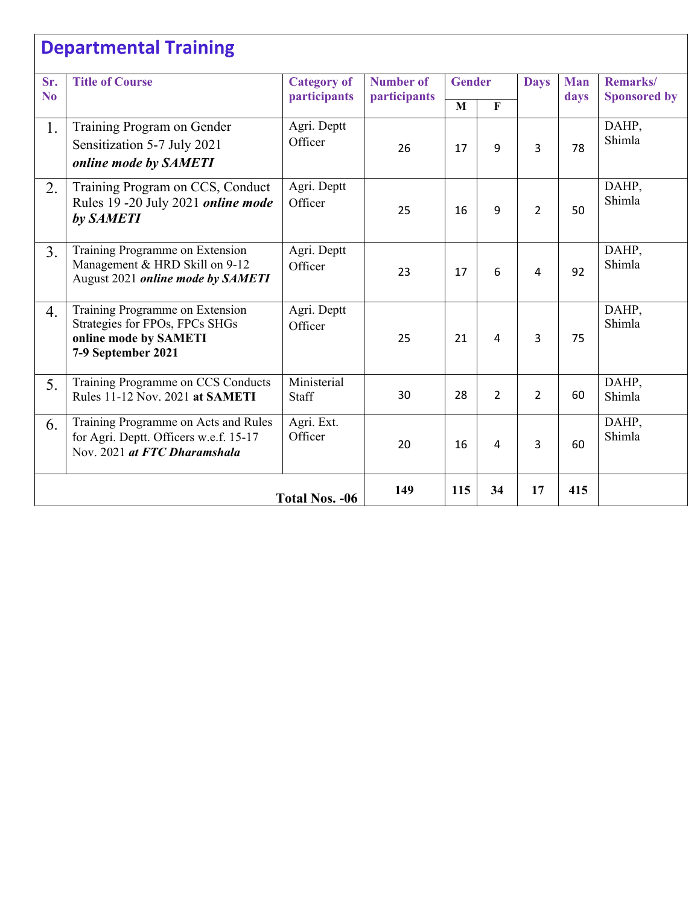## Departmental Training

| Sr. No | Title of Course | Category of participants | Number of participants | Gender | | Days | Man days | Remarks/ Sponsored by |
|---|---|---|---|---|---|---|---|---|
| | | | | M | F | | | |
| 1. | Training Program on Gender Sensitization 5-7 July 2021 ***online mode by SAMETI*** | Agri. Deptt Officer | 26 | 17 | 9 | 3 | 78 | DAHP, Shimla |
| 2. | Training Program on CCS, Conduct Rules 19 -20 July 2021 ***online mode by SAMETI*** | Agri. Deptt Officer | 25 | 16 | 9 | 2 | 50 | DAHP, Shimla |
| 3. | Training Programme on Extension Management & HRD Skill on 9-12 August 2021 ***online mode by SAMETI*** | Agri. Deptt Officer | 23 | 17 | 6 | 4 | 92 | DAHP, Shimla |
| 4. | Training Programme on Extension Strategies for FPOs, FPCs SHGs **online mode by SAMETI 7-9 September 2021** | Agri. Deptt Officer | 25 | 21 | 4 | 3 | 75 | DAHP, Shimla |
| 5. | Training Programme on CCS Conducts Rules 11-12 Nov. 2021 **at SAMETI** | Ministerial Staff | 30 | 28 | 2 | 2 | 60 | DAHP, Shimla |
| 6. | Training Programme on Acts and Rules for Agri. Deptt. Officers w.e.f. 15-17 Nov. 2021 ***at FTC Dharamshala*** | Agri. Ext. Officer | 20 | 16 | 4 | 3 | 60 | DAHP, Shimla |
| | **Total Nos. -06** | | **149** | **115** | **34** | **17** | **415** | |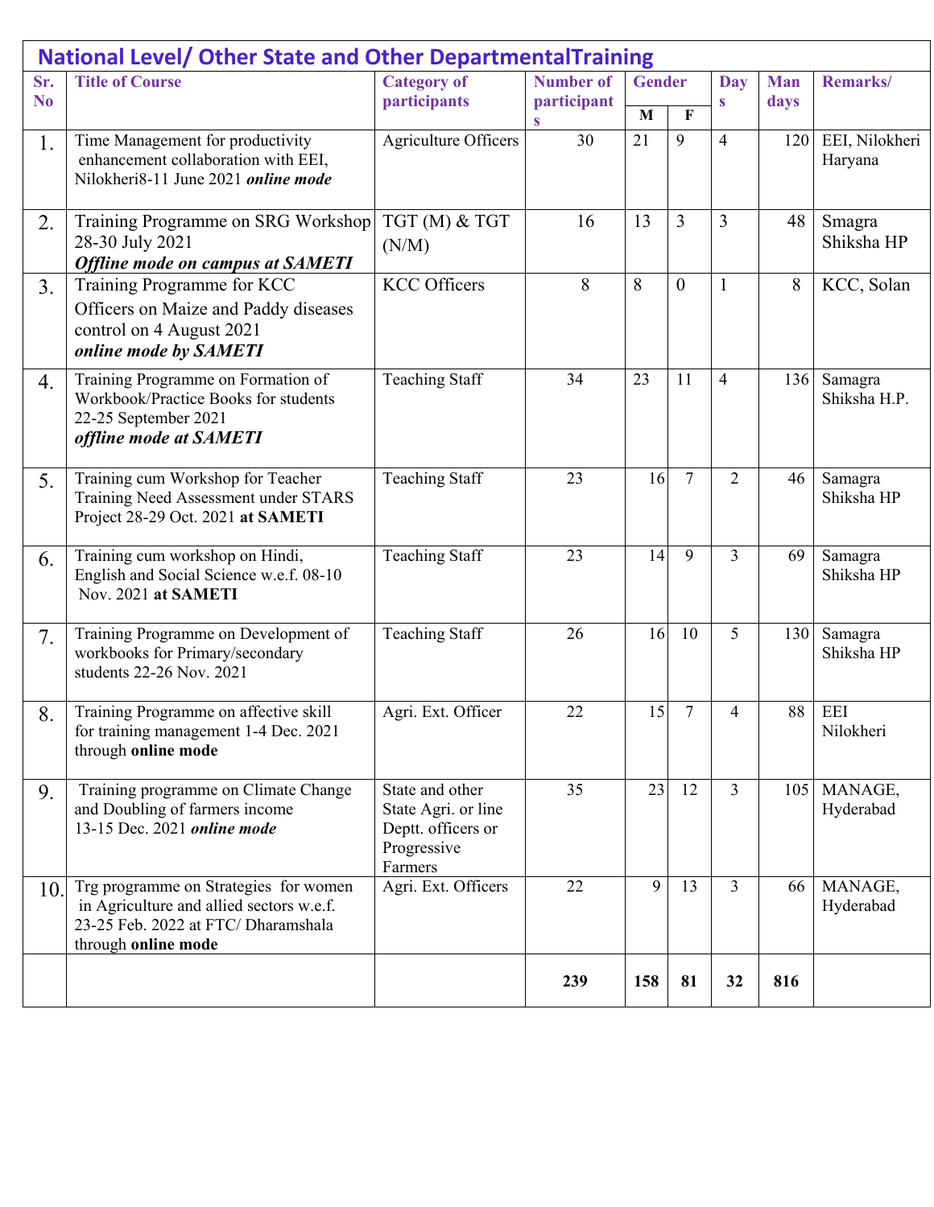## National Level/ Other State and Other DepartmentalTraining

| Sr. No | Title of Course | Category of participants | Number of participants | Gender | | Days | Man days | Remarks/ |
|---|---|---|---|---|---|---|---|---|
| | | | | M | F | | | |
| 1. | Time Management for productivity enhancement collaboration with EEI, Nilokheri8-11 June 2021 ***online mode*** | Agriculture Officers | 30 | 21 | 9 | 4 | 120 | EEI, Nilokheri Haryana |
| 2. | Training Programme on SRG Workshop 28-30 July 2021 ***Offline mode on campus at SAMETI*** | TGT (M) & TGT (N/M) | 16 | 13 | 3 | 3 | 48 | Smagra Shiksha HP |
| 3. | Training Programme for KCC Officers on Maize and Paddy diseases control on 4 August 2021 ***online mode by SAMETI*** | KCC Officers | 8 | 8 | 0 | 1 | 8 | KCC, Solan |
| 4. | Training Programme on Formation of Workbook/Practice Books for students 22-25 September 2021 ***offline mode at SAMETI*** | Teaching Staff | 34 | 23 | 11 | 4 | 136 | Samagra Shiksha H.P. |
| 5. | Training cum Workshop for Teacher Training Need Assessment under STARS Project 28-29 Oct. 2021 **at SAMETI** | Teaching Staff | 23 | 16 | 7 | 2 | 46 | Samagra Shiksha HP |
| 6. | Training cum workshop on Hindi, English and Social Science w.e.f. 08-10 Nov. 2021 **at SAMETI** | Teaching Staff | 23 | 14 | 9 | 3 | 69 | Samagra Shiksha HP |
| 7. | Training Programme on Development of workbooks for Primary/secondary students 22-26 Nov. 2021 | Teaching Staff | 26 | 16 | 10 | 5 | 130 | Samagra Shiksha HP |
| 8. | Training Programme on affective skill for training management 1-4 Dec. 2021 through **online mode** | Agri. Ext. Officer | 22 | 15 | 7 | 4 | 88 | EEI Nilokheri |
| 9. | Training programme on Climate Change and Doubling of farmers income 13-15 Dec. 2021 ***online mode*** | State and other State Agri. or line Deptt. officers or Progressive Farmers | 35 | 23 | 12 | 3 | 105 | MANAGE, Hyderabad |
| 10. | Trg programme on Strategies for women in Agriculture and allied sectors w.e.f. 23-25 Feb. 2022 at FTC/ Dharamshala through **online mode** | Agri. Ext. Officers | 22 | 9 | 13 | 3 | 66 | MANAGE, Hyderabad |
| | | | **239** | **158** | **81** | **32** | **816** | |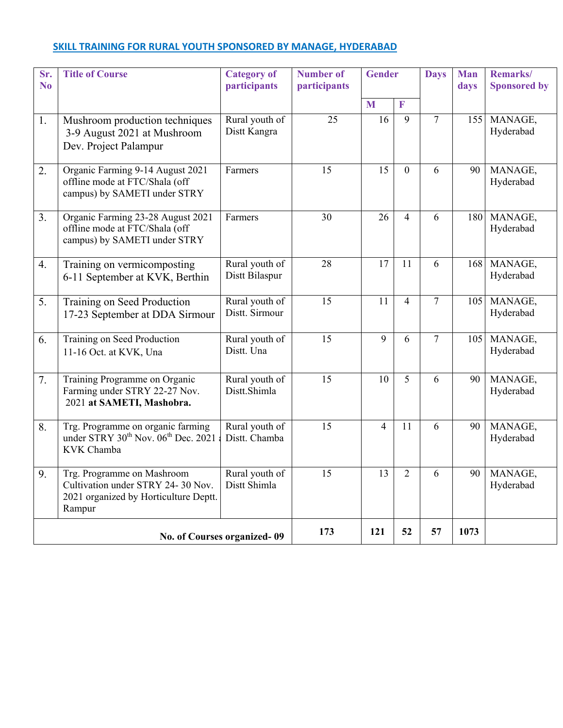## SKILL TRAINING FOR RURAL YOUTH SPONSORED BY MANAGE, HYDERABAD

| Sr. No | Title of Course | Category of participants | Number of participants | Gender | | Days | Man days | Remarks/ Sponsored by |
|---|---|---|---|---|---|---|---|---|
| | | | | M | F | | | |
| 1. | Mushroom production techniques 3-9 August 2021 at Mushroom Dev. Project Palampur | Rural youth of Distt Kangra | 25 | 16 | 9 | 7 | 155 | MANAGE, Hyderabad |
| 2. | Organic Farming 9-14 August 2021 offline mode at FTC/Shala (off campus) by SAMETI under STRY | Farmers | 15 | 15 | 0 | 6 | 90 | MANAGE, Hyderabad |
| 3. | Organic Farming 23-28 August 2021 offline mode at FTC/Shala (off campus) by SAMETI under STRY | Farmers | 30 | 26 | 4 | 6 | 180 | MANAGE, Hyderabad |
| 4. | Training on vermicomposting 6-11 September at KVK, Berthin | Rural youth of Distt Bilaspur | 28 | 17 | 11 | 6 | 168 | MANAGE, Hyderabad |
| 5. | Training on Seed Production 17-23 September at DDA Sirmour | Rural youth of Distt. Sirmour | 15 | 11 | 4 | 7 | 105 | MANAGE, Hyderabad |
| 6. | Training on Seed Production 11-16 Oct. at KVK, Una | Rural youth of Distt. Una | 15 | 9 | 6 | 7 | 105 | MANAGE, Hyderabad |
| 7. | Training Programme on Organic Farming under STRY 22-27 Nov. 2021 **at SAMETI, Mashobra.** | Rural youth of Distt.Shimla | 15 | 10 | 5 | 6 | 90 | MANAGE, Hyderabad |
| 8. | Trg. Programme on organic farming under STRY 30th Nov. 06th Dec. 2021 at KVK Chamba | Rural youth of Distt. Chamba | 15 | 4 | 11 | 6 | 90 | MANAGE, Hyderabad |
| 9. | Trg. Programme on Mashroom Cultivation under STRY 24- 30 Nov. 2021 organized by Horticulture Deptt. Rampur | Rural youth of Distt Shimla | 15 | 13 | 2 | 6 | 90 | MANAGE, Hyderabad |
| **No. of Courses organized- 09** | | | **173** | **121** | **52** | **57** | **1073** | |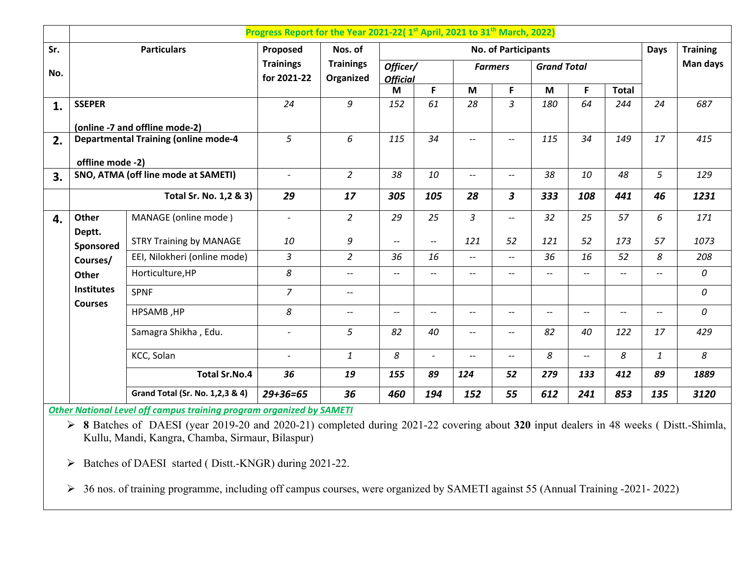| Sr. No. | Particulars | | Proposed Trainings for 2021-22 | Nos. of Trainings Organized | No. of Participants | | | | | | | Days | Training Man days |
|---|---|---|---|---|---|---|---|---|---|---|---|---|---|
| | Progress Report for the Year 2021-22( 1st April, 2021 to 31th March, 2022) | | | | | | | | | | | | |
| | | | | | Officer/ Official | | Farmers | | Grand Total | | | | |
| | | | | | M | F | M | F | M | F | Total | | |
| **1.** | **SSEPER (online -7 and offline mode-2)** | | *24* | *9* | *152* | *61* | *28* | *3* | *180* | *64* | *244* | *24* | *687* |
| **2.** | **Departmental Training (online mode-4 offline mode -2)** | | *5* | *6* | *115* | *34* | *--* | *--* | *115* | *34* | *149* | *17* | *415* |
| **3.** | **SNO, ATMA (off line mode at SAMETI)** | | *-* | *2* | *38* | *10* | *--* | *--* | *38* | *10* | *48* | *5* | *129* |
| | **Total Sr. No. 1,2 & 3)** | | ***29*** | ***17*** | ***305*** | ***105*** | ***28*** | ***3*** | ***333*** | ***108*** | ***441*** | ***46*** | ***1231*** |
| **4.** | **Other Deptt. Sponsored Courses/ Other Institutes Courses** | MANAGE (online mode ) | *-* | *2* | *29* | *25* | *3* | *--* | *32* | *25* | *57* | *6* | *171* |
| | | STRY Training by MANAGE | *10* | *9* | *--* | *--* | *121* | *52* | *121* | *52* | *173* | *57* | *1073* |
| | | EEI, Nilokheri (online mode) | *3* | *2* | *36* | *16* | *--* | *--* | *36* | *16* | *52* | *8* | *208* |
| | | Horticulture,HP | *8* | *--* | *--* | *--* | *--* | *--* | *--* | *--* | *--* | *--* | *0* |
| | | SPNF | *7* | *--* | | | | | | | | | *0* |
| | | HPSAMB ,HP | *8* | *--* | *--* | *--* | *--* | *--* | *--* | *--* | *--* | *--* | *0* |
| | | Samagra Shikha , Edu. | *-* | *5* | *82* | *40* | *--* | *--* | *82* | *40* | *122* | *17* | *429* |
| | | KCC, Solan | *-* | *1* | *8* | *-* | *--* | *--* | *8* | *--* | *8* | *1* | *8* |
| | | **Total Sr.No.4** | ***36*** | ***19*** | ***155*** | ***89*** | ***124*** | ***52*** | ***279*** | ***133*** | ***412*** | ***89*** | ***1889*** |
| | | **Grand Total (Sr. No. 1,2,3 & 4)** | ***29+36=65*** | ***36*** | ***460*** | ***194*** | ***152*** | ***55*** | ***612*** | ***241*** | ***853*** | ***135*** | ***3120*** |

***Other National Level off campus training program organized by SAMETI***

- **8** Batches of DAESI (year 2019-20 and 2020-21) completed during 2021-22 covering about **320** input dealers in 48 weeks ( Distt.-Shimla, Kullu, Mandi, Kangra, Chamba, Sirmaur, Bilaspur)
- Batches of DAESI started ( Distt.-KNGR) during 2021-22.
- 36 nos. of training programme, including off campus courses, were organized by SAMETI against 55 (Annual Training -2021- 2022)